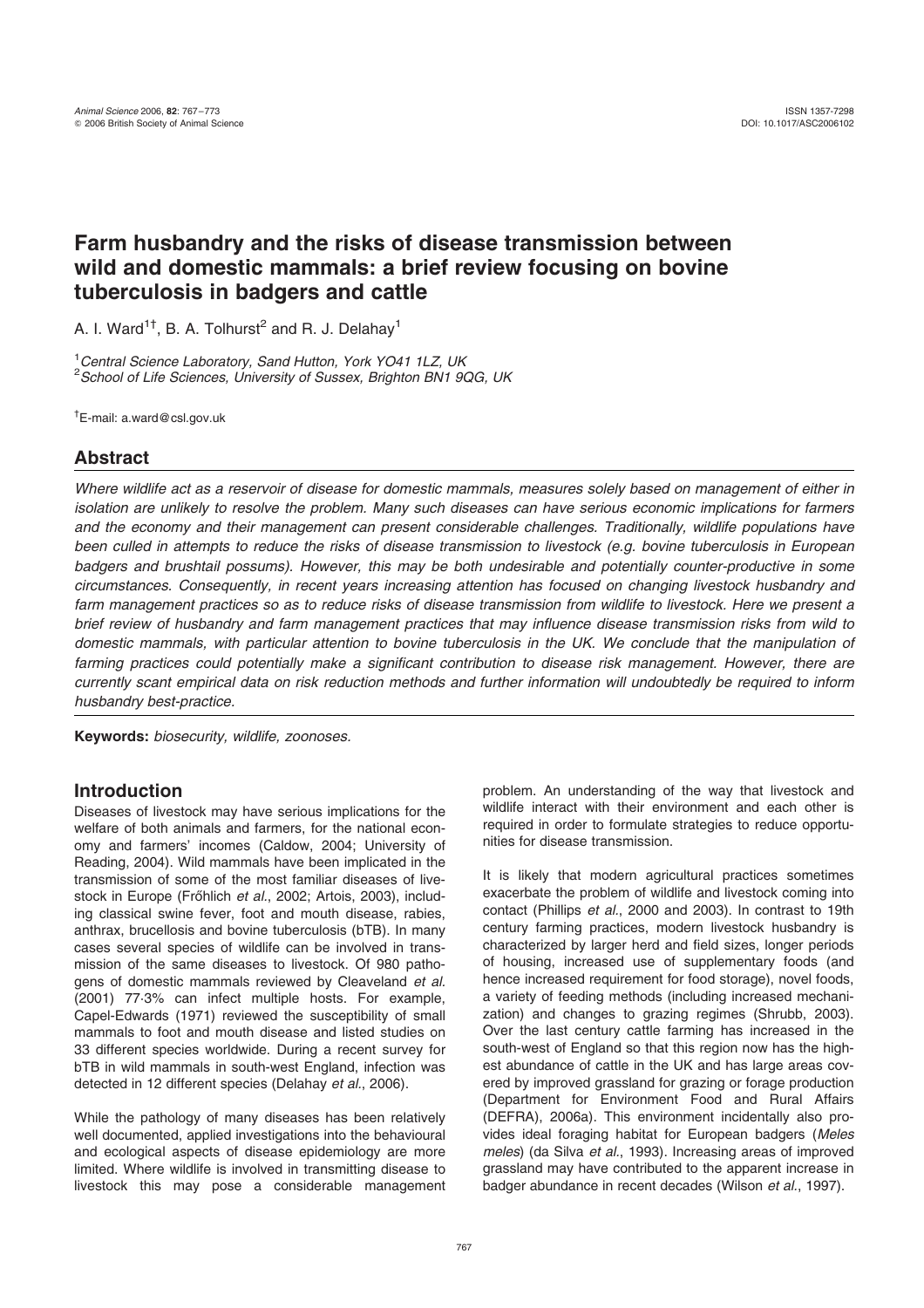# Farm husbandry and the risks of disease transmission between wild and domestic mammals: a brief review focusing on bovine tuberculosis in badgers and cattle

A. I. Ward[1†], B. A. Tolhurst[2] and R. J. Delahay[1]

[1]*Central Science Laboratory, Sand Hutton, York YO41 1LZ, UK*
[2]*School of Life Sciences, University of Sussex, Brighton BN1 9QG, UK*

[†]E-mail: a.ward@csl.gov.uk

## Abstract

*Where wildlife act as a reservoir of disease for domestic mammals, measures solely based on management of either in isolation are unlikely to resolve the problem. Many such diseases can have serious economic implications for farmers and the economy and their management can present considerable challenges. Traditionally, wildlife populations have been culled in attempts to reduce the risks of disease transmission to livestock (e.g. bovine tuberculosis in European badgers and brushtail possums). However, this may be both undesirable and potentially counter-productive in some circumstances. Consequently, in recent years increasing attention has focused on changing livestock husbandry and farm management practices so as to reduce risks of disease transmission from wildlife to livestock. Here we present a brief review of husbandry and farm management practices that may influence disease transmission risks from wild to domestic mammals, with particular attention to bovine tuberculosis in the UK. We conclude that the manipulation of farming practices could potentially make a significant contribution to disease risk management. However, there are currently scant empirical data on risk reduction methods and further information will undoubtedly be required to inform husbandry best-practice.*

**Keywords:** *biosecurity, wildlife, zoonoses.*

## Introduction

Diseases of livestock may have serious implications for the welfare of both animals and farmers, for the national economy and farmers' incomes (Caldow, 2004; University of Reading, 2004). Wild mammals have been implicated in the transmission of some of the most familiar diseases of livestock in Europe (Frőhlich *et al.*, 2002; Artois, 2003), including classical swine fever, foot and mouth disease, rabies, anthrax, brucellosis and bovine tuberculosis (bTB). In many cases several species of wildlife can be involved in transmission of the same diseases to livestock. Of 980 pathogens of domestic mammals reviewed by Cleaveland *et al.* (2001) 77·3% can infect multiple hosts. For example, Capel-Edwards (1971) reviewed the susceptibility of small mammals to foot and mouth disease and listed studies on 33 different species worldwide. During a recent survey for bTB in wild mammals in south-west England, infection was detected in 12 different species (Delahay *et al.*, 2006).

While the pathology of many diseases has been relatively well documented, applied investigations into the behavioural and ecological aspects of disease epidemiology are more limited. Where wildlife is involved in transmitting disease to livestock this may pose a considerable management problem. An understanding of the way that livestock and wildlife interact with their environment and each other is required in order to formulate strategies to reduce opportunities for disease transmission.

It is likely that modern agricultural practices sometimes exacerbate the problem of wildlife and livestock coming into contact (Phillips *et al.*, 2000 and 2003). In contrast to 19th century farming practices, modern livestock husbandry is characterized by larger herd and field sizes, longer periods of housing, increased use of supplementary foods (and hence increased requirement for food storage), novel foods, a variety of feeding methods (including increased mechanization) and changes to grazing regimes (Shrubb, 2003). Over the last century cattle farming has increased in the south-west of England so that this region now has the highest abundance of cattle in the UK and has large areas covered by improved grassland for grazing or forage production (Department for Environment Food and Rural Affairs (DEFRA), 2006a). This environment incidentally also provides ideal foraging habitat for European badgers (*Meles meles*) (da Silva *et al.*, 1993). Increasing areas of improved grassland may have contributed to the apparent increase in badger abundance in recent decades (Wilson *et al.*, 1997).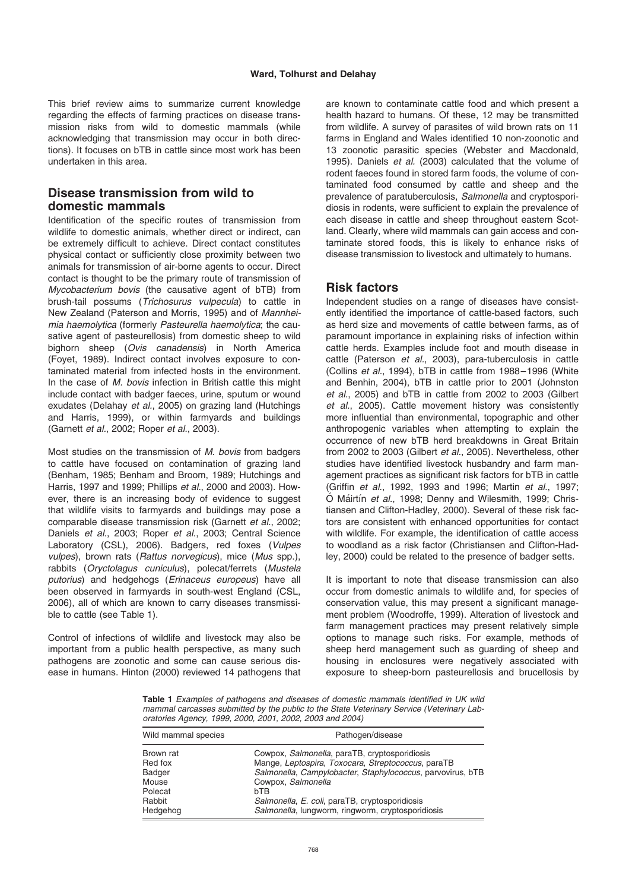This brief review aims to summarize current knowledge regarding the effects of farming practices on disease transmission risks from wild to domestic mammals (while acknowledging that transmission may occur in both directions). It focuses on bTB in cattle since most work has been undertaken in this area.

## Disease transmission from wild to domestic mammals

Identification of the specific routes of transmission from wildlife to domestic animals, whether direct or indirect, can be extremely difficult to achieve. Direct contact constitutes physical contact or sufficiently close proximity between two animals for transmission of air-borne agents to occur. Direct contact is thought to be the primary route of transmission of *Mycobacterium bovis* (the causative agent of bTB) from brush-tail possums (*Trichosurus vulpecula*) to cattle in New Zealand (Paterson and Morris, 1995) and of *Mannheimia haemolytica* (formerly *Pasteurella haemolytica*; the causative agent of pasteurellosis) from domestic sheep to wild bighorn sheep (*Ovis canadensis*) in North America (Foyet, 1989). Indirect contact involves exposure to contaminated material from infected hosts in the environment. In the case of *M. bovis* infection in British cattle this might include contact with badger faeces, urine, sputum or wound exudates (Delahay *et al*., 2005) on grazing land (Hutchings and Harris, 1999), or within farmyards and buildings (Garnett *et al*., 2002; Roper *et al*., 2003).

Most studies on the transmission of *M. bovis* from badgers to cattle have focused on contamination of grazing land (Benham, 1985; Benham and Broom, 1989; Hutchings and Harris, 1997 and 1999; Phillips *et al*., 2000 and 2003). However, there is an increasing body of evidence to suggest that wildlife visits to farmyards and buildings may pose a comparable disease transmission risk (Garnett *et al*., 2002; Daniels *et al*., 2003; Roper *et al*., 2003; Central Science Laboratory (CSL), 2006). Badgers, red foxes (*Vulpes vulpes*), brown rats (*Rattus norvegicus*), mice (*Mus* spp.), rabbits (*Oryctolagus cuniculus*), polecat/ferrets (*Mustela putorius*) and hedgehogs (*Erinaceus europeus*) have all been observed in farmyards in south-west England (CSL, 2006), all of which are known to carry diseases transmissible to cattle (see Table 1).

Control of infections of wildlife and livestock may also be important from a public health perspective, as many such pathogens are zoonotic and some can cause serious disease in humans. Hinton (2000) reviewed 14 pathogens that are known to contaminate cattle food and which present a health hazard to humans. Of these, 12 may be transmitted from wildlife. A survey of parasites of wild brown rats on 11 farms in England and Wales identified 10 non-zoonotic and 13 zoonotic parasitic species (Webster and Macdonald, 1995). Daniels *et al.* (2003) calculated that the volume of rodent faeces found in stored farm foods, the volume of contaminated food consumed by cattle and sheep and the prevalence of paratuberculosis, *Salmonella* and cryptosporidiosis in rodents, were sufficient to explain the prevalence of each disease in cattle and sheep throughout eastern Scotland. Clearly, where wild mammals can gain access and contaminate stored foods, this is likely to enhance risks of disease transmission to livestock and ultimately to humans.

## Risk factors

Independent studies on a range of diseases have consistently identified the importance of cattle-based factors, such as herd size and movements of cattle between farms, as of paramount importance in explaining risks of infection within cattle herds. Examples include foot and mouth disease in cattle (Paterson *et al*., 2003), para-tuberculosis in cattle (Collins *et al*., 1994), bTB in cattle from 1988–1996 (White and Benhin, 2004), bTB in cattle prior to 2001 (Johnston *et al*., 2005) and bTB in cattle from 2002 to 2003 (Gilbert *et al*., 2005). Cattle movement history was consistently more influential than environmental, topographic and other anthropogenic variables when attempting to explain the occurrence of new bTB herd breakdowns in Great Britain from 2002 to 2003 (Gilbert *et al*., 2005). Nevertheless, other studies have identified livestock husbandry and farm management practices as significant risk factors for bTB in cattle (Griffin *et al*., 1992, 1993 and 1996; Martin *et al*., 1997; Ó Máirtín *et al*., 1998; Denny and Wilesmith, 1999; Christiansen and Clifton-Hadley, 2000). Several of these risk factors are consistent with enhanced opportunities for contact with wildlife. For example, the identification of cattle access to woodland as a risk factor (Christiansen and Clifton-Hadley, 2000) could be related to the presence of badger setts.

It is important to note that disease transmission can also occur from domestic animals to wildlife and, for species of conservation value, this may present a significant management problem (Woodroffe, 1999). Alteration of livestock and farm management practices may present relatively simple options to manage such risks. For example, methods of sheep herd management such as guarding of sheep and housing in enclosures were negatively associated with exposure to sheep-born pasteurellosis and brucellosis by

**Table 1** *Examples of pathogens and diseases of domestic mammals identified in UK wild mammal carcasses submitted by the public to the State Veterinary Service (Veterinary Laboratories Agency, 1999, 2000, 2001, 2002, 2003 and 2004)*

| Wild mammal species | Pathogen/disease |
|---|---|
| Brown rat | Cowpox, *Salmonella*, paraTB, cryptosporidiosis |
| Red fox | Mange, *Leptospira*, *Toxocara*, *Streptococcus*, paraTB |
| Badger | *Salmonella*, *Campylobacter*, *Staphylococcus*, parvovirus, bTB |
| Mouse | Cowpox, *Salmonella* |
| Polecat | bTB |
| Rabbit | *Salmonella*, *E. coli*, paraTB, cryptosporidiosis |
| Hedgehog | *Salmonella*, lungworm, ringworm, cryptosporidiosis |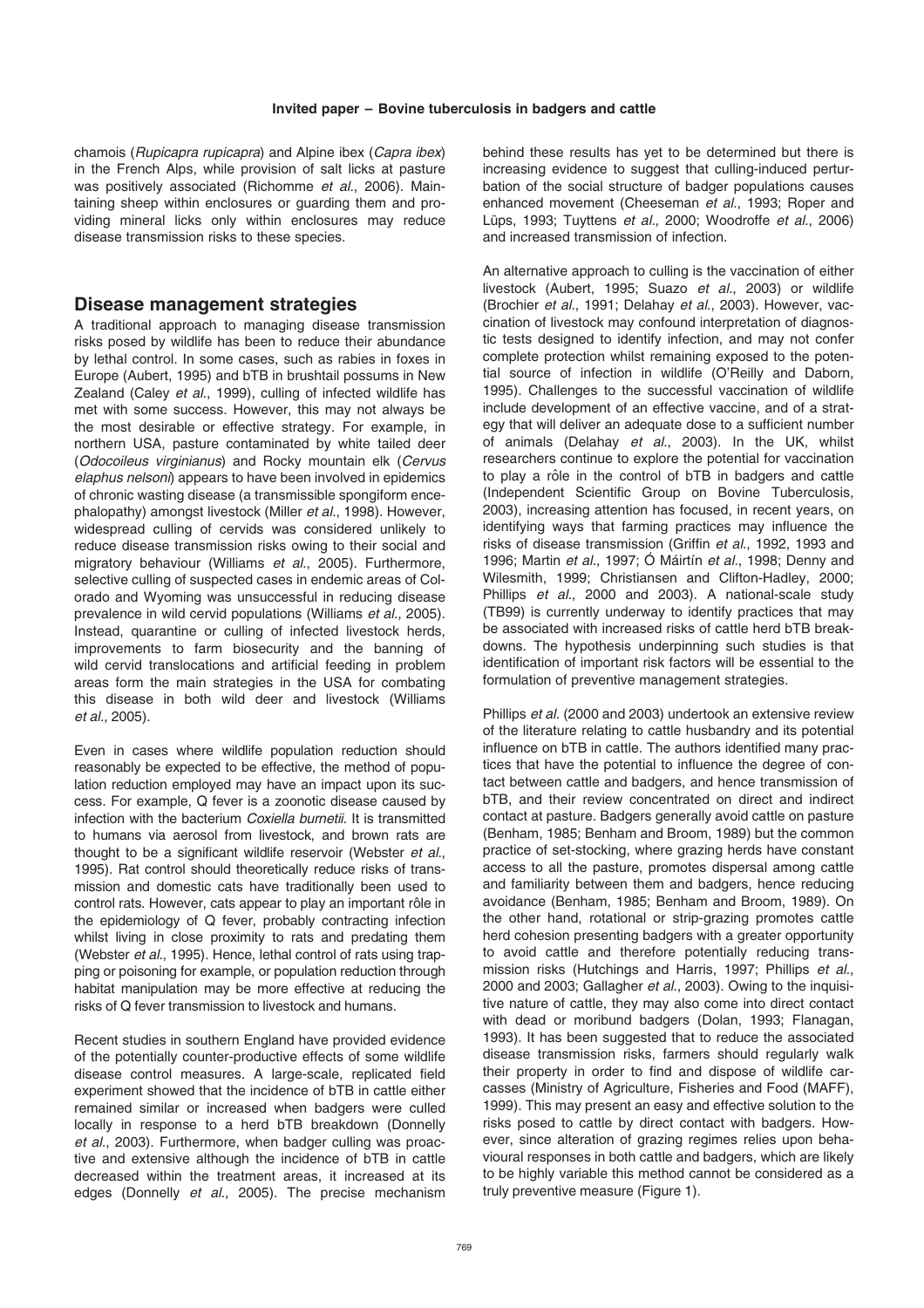chamois (*Rupicapra rupicapra*) and Alpine ibex (*Capra ibex*) in the French Alps, while provision of salt licks at pasture was positively associated (Richomme *et al*., 2006). Maintaining sheep within enclosures or guarding them and providing mineral licks only within enclosures may reduce disease transmission risks to these species.

## Disease management strategies

A traditional approach to managing disease transmission risks posed by wildlife has been to reduce their abundance by lethal control. In some cases, such as rabies in foxes in Europe (Aubert, 1995) and bTB in brushtail possums in New Zealand (Caley *et al*., 1999), culling of infected wildlife has met with some success. However, this may not always be the most desirable or effective strategy. For example, in northern USA, pasture contaminated by white tailed deer (*Odocoileus virginianus*) and Rocky mountain elk (*Cervus elaphus nelsoni*) appears to have been involved in epidemics of chronic wasting disease (a transmissible spongiform encephalopathy) amongst livestock (Miller *et al*., 1998). However, widespread culling of cervids was considered unlikely to reduce disease transmission risks owing to their social and migratory behaviour (Williams *et al*., 2005). Furthermore, selective culling of suspected cases in endemic areas of Colorado and Wyoming was unsuccessful in reducing disease prevalence in wild cervid populations (Williams *et al*., 2005). Instead, quarantine or culling of infected livestock herds, improvements to farm biosecurity and the banning of wild cervid translocations and artificial feeding in problem areas form the main strategies in the USA for combating this disease in both wild deer and livestock (Williams *et al*., 2005).

Even in cases where wildlife population reduction should reasonably be expected to be effective, the method of population reduction employed may have an impact upon its success. For example, Q fever is a zoonotic disease caused by infection with the bacterium *Coxiella burnetii*. It is transmitted to humans via aerosol from livestock, and brown rats are thought to be a significant wildlife reservoir (Webster *et al*., 1995). Rat control should theoretically reduce risks of transmission and domestic cats have traditionally been used to control rats. However, cats appear to play an important rôle in the epidemiology of Q fever, probably contracting infection whilst living in close proximity to rats and predating them (Webster *et al*., 1995). Hence, lethal control of rats using trapping or poisoning for example, or population reduction through habitat manipulation may be more effective at reducing the risks of Q fever transmission to livestock and humans.

Recent studies in southern England have provided evidence of the potentially counter-productive effects of some wildlife disease control measures. A large-scale, replicated field experiment showed that the incidence of bTB in cattle either remained similar or increased when badgers were culled locally in response to a herd bTB breakdown (Donnelly *et al*., 2003). Furthermore, when badger culling was proactive and extensive although the incidence of bTB in cattle decreased within the treatment areas, it increased at its edges (Donnelly *et al*., 2005). The precise mechanism behind these results has yet to be determined but there is increasing evidence to suggest that culling-induced perturbation of the social structure of badger populations causes enhanced movement (Cheeseman *et al*., 1993; Roper and Lüps, 1993; Tuyttens *et al*., 2000; Woodroffe *et al*., 2006) and increased transmission of infection.

An alternative approach to culling is the vaccination of either livestock (Aubert, 1995; Suazo *et al*., 2003) or wildlife (Brochier *et al*., 1991; Delahay *et al*., 2003). However, vaccination of livestock may confound interpretation of diagnostic tests designed to identify infection, and may not confer complete protection whilst remaining exposed to the potential source of infection in wildlife (O'Reilly and Daborn, 1995). Challenges to the successful vaccination of wildlife include development of an effective vaccine, and of a strategy that will deliver an adequate dose to a sufficient number of animals (Delahay *et al*., 2003). In the UK, whilst researchers continue to explore the potential for vaccination to play a rôle in the control of bTB in badgers and cattle (Independent Scientific Group on Bovine Tuberculosis, 2003), increasing attention has focused, in recent years, on identifying ways that farming practices may influence the risks of disease transmission (Griffin *et al*., 1992, 1993 and 1996; Martin *et al*., 1997; Ó Máirtín *et al*., 1998; Denny and Wilesmith, 1999; Christiansen and Clifton-Hadley, 2000; Phillips *et al*., 2000 and 2003). A national-scale study (TB99) is currently underway to identify practices that may be associated with increased risks of cattle herd bTB breakdowns. The hypothesis underpinning such studies is that identification of important risk factors will be essential to the formulation of preventive management strategies.

Phillips *et al*. (2000 and 2003) undertook an extensive review of the literature relating to cattle husbandry and its potential influence on bTB in cattle. The authors identified many practices that have the potential to influence the degree of contact between cattle and badgers, and hence transmission of bTB, and their review concentrated on direct and indirect contact at pasture. Badgers generally avoid cattle on pasture (Benham, 1985; Benham and Broom, 1989) but the common practice of set-stocking, where grazing herds have constant access to all the pasture, promotes dispersal among cattle and familiarity between them and badgers, hence reducing avoidance (Benham, 1985; Benham and Broom, 1989). On the other hand, rotational or strip-grazing promotes cattle herd cohesion presenting badgers with a greater opportunity to avoid cattle and therefore potentially reducing transmission risks (Hutchings and Harris, 1997; Phillips *et al*., 2000 and 2003; Gallagher *et al*., 2003). Owing to the inquisitive nature of cattle, they may also come into direct contact with dead or moribund badgers (Dolan, 1993; Flanagan, 1993). It has been suggested that to reduce the associated disease transmission risks, farmers should regularly walk their property in order to find and dispose of wildlife carcasses (Ministry of Agriculture, Fisheries and Food (MAFF), 1999). This may present an easy and effective solution to the risks posed to cattle by direct contact with badgers. However, since alteration of grazing regimes relies upon behavioural responses in both cattle and badgers, which are likely to be highly variable this method cannot be considered as a truly preventive measure (Figure 1).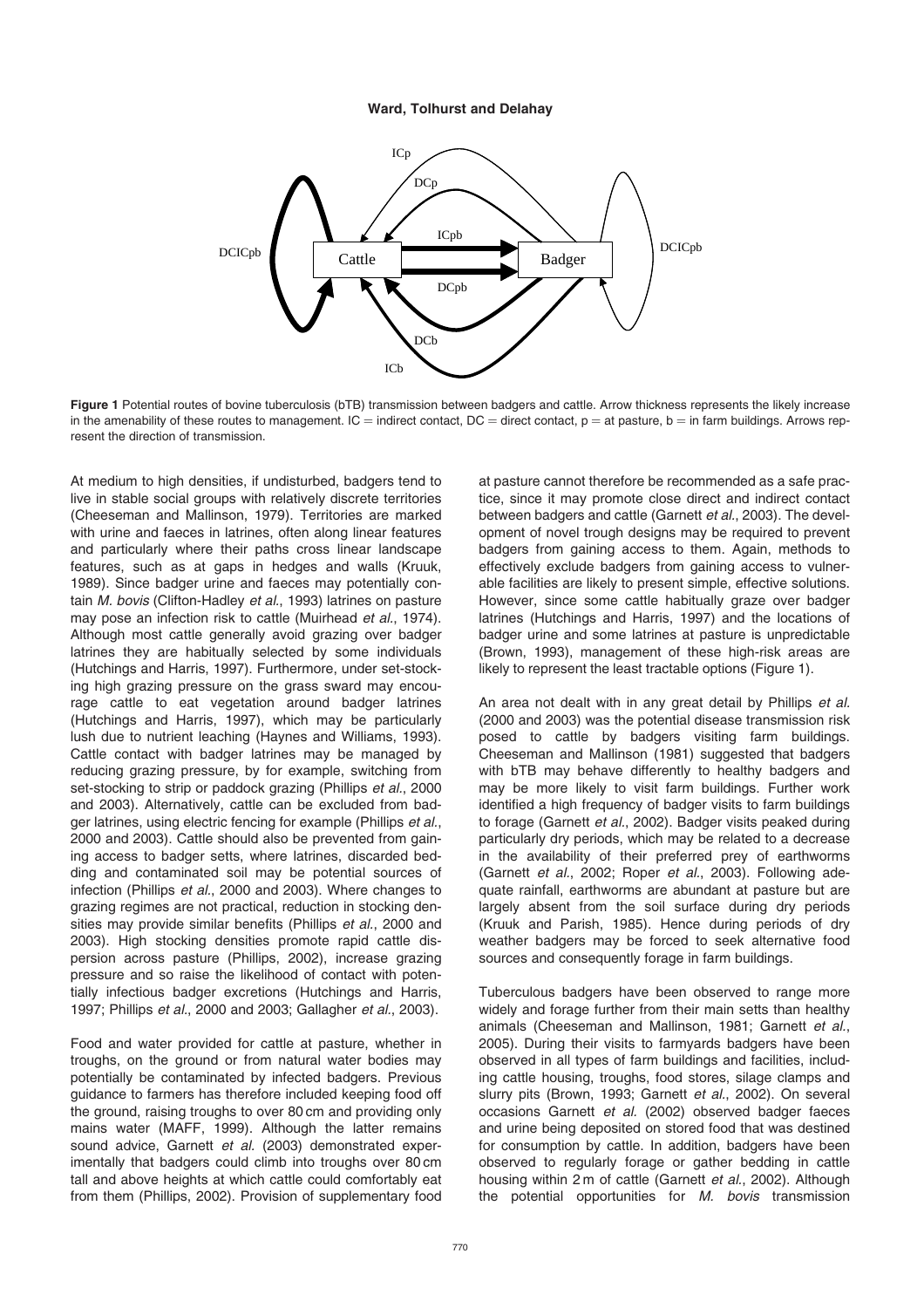**Figure 1** Potential routes of bovine tuberculosis (bTB) transmission between badgers and cattle. Arrow thickness represents the likely increase in the amenability of these routes to management. IC = indirect contact, DC = direct contact, p = at pasture, b = in farm buildings. Arrows represent the direction of transmission.

At medium to high densities, if undisturbed, badgers tend to live in stable social groups with relatively discrete territories (Cheeseman and Mallinson, 1979). Territories are marked with urine and faeces in latrines, often along linear features and particularly where their paths cross linear landscape features, such as at gaps in hedges and walls (Kruuk, 1989). Since badger urine and faeces may potentially contain *M. bovis* (Clifton-Hadley *et al*., 1993) latrines on pasture may pose an infection risk to cattle (Muirhead *et al*., 1974). Although most cattle generally avoid grazing over badger latrines they are habitually selected by some individuals (Hutchings and Harris, 1997). Furthermore, under set-stocking high grazing pressure on the grass sward may encourage cattle to eat vegetation around badger latrines (Hutchings and Harris, 1997), which may be particularly lush due to nutrient leaching (Haynes and Williams, 1993). Cattle contact with badger latrines may be managed by reducing grazing pressure, by for example, switching from set-stocking to strip or paddock grazing (Phillips *et al*., 2000 and 2003). Alternatively, cattle can be excluded from badger latrines, using electric fencing for example (Phillips *et al*., 2000 and 2003). Cattle should also be prevented from gaining access to badger setts, where latrines, discarded bedding and contaminated soil may be potential sources of infection (Phillips *et al*., 2000 and 2003). Where changes to grazing regimes are not practical, reduction in stocking densities may provide similar benefits (Phillips *et al*., 2000 and 2003). High stocking densities promote rapid cattle dispersion across pasture (Phillips, 2002), increase grazing pressure and so raise the likelihood of contact with potentially infectious badger excretions (Hutchings and Harris, 1997; Phillips *et al*., 2000 and 2003; Gallagher *et al*., 2003).

Food and water provided for cattle at pasture, whether in troughs, on the ground or from natural water bodies may potentially be contaminated by infected badgers. Previous guidance to farmers has therefore included keeping food off the ground, raising troughs to over 80 cm and providing only mains water (MAFF, 1999). Although the latter remains sound advice, Garnett *et al*. (2003) demonstrated experimentally that badgers could climb into troughs over 80 cm tall and above heights at which cattle could comfortably eat from them (Phillips, 2002). Provision of supplementary food at pasture cannot therefore be recommended as a safe practice, since it may promote close direct and indirect contact between badgers and cattle (Garnett *et al*., 2003). The development of novel trough designs may be required to prevent badgers from gaining access to them. Again, methods to effectively exclude badgers from gaining access to vulnerable facilities are likely to present simple, effective solutions. However, since some cattle habitually graze over badger latrines (Hutchings and Harris, 1997) and the locations of badger urine and some latrines at pasture is unpredictable (Brown, 1993), management of these high-risk areas are likely to represent the least tractable options (Figure 1).

An area not dealt with in any great detail by Phillips *et al*. (2000 and 2003) was the potential disease transmission risk posed to cattle by badgers visiting farm buildings. Cheeseman and Mallinson (1981) suggested that badgers with bTB may behave differently to healthy badgers and may be more likely to visit farm buildings. Further work identified a high frequency of badger visits to farm buildings to forage (Garnett *et al*., 2002). Badger visits peaked during particularly dry periods, which may be related to a decrease in the availability of their preferred prey of earthworms (Garnett *et al*., 2002; Roper *et al*., 2003). Following adequate rainfall, earthworms are abundant at pasture but are largely absent from the soil surface during dry periods (Kruuk and Parish, 1985). Hence during periods of dry weather badgers may be forced to seek alternative food sources and consequently forage in farm buildings.

Tuberculous badgers have been observed to range more widely and forage further from their main setts than healthy animals (Cheeseman and Mallinson, 1981; Garnett *et al*., 2005). During their visits to farmyards badgers have been observed in all types of farm buildings and facilities, including cattle housing, troughs, food stores, silage clamps and slurry pits (Brown, 1993; Garnett *et al*., 2002). On several occasions Garnett *et al*. (2002) observed badger faeces and urine being deposited on stored food that was destined for consumption by cattle. In addition, badgers have been observed to regularly forage or gather bedding in cattle housing within 2 m of cattle (Garnett *et al*., 2002). Although the potential opportunities for *M. bovis* transmission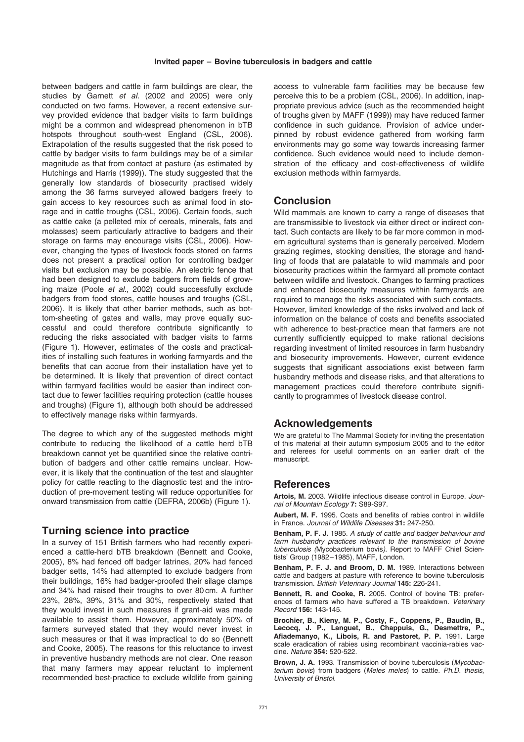between badgers and cattle in farm buildings are clear, the studies by Garnett *et al.* (2002 and 2005) were only conducted on two farms. However, a recent extensive survey provided evidence that badger visits to farm buildings might be a common and widespread phenomenon in bTB hotspots throughout south-west England (CSL, 2006). Extrapolation of the results suggested that the risk posed to cattle by badger visits to farm buildings may be of a similar magnitude as that from contact at pasture (as estimated by Hutchings and Harris (1999)). The study suggested that the generally low standards of biosecurity practised widely among the 36 farms surveyed allowed badgers freely to gain access to key resources such as animal food in storage and in cattle troughs (CSL, 2006). Certain foods, such as cattle cake (a pelleted mix of cereals, minerals, fats and molasses) seem particularly attractive to badgers and their storage on farms may encourage visits (CSL, 2006). However, changing the types of livestock foods stored on farms does not present a practical option for controlling badger visits but exclusion may be possible. An electric fence that had been designed to exclude badgers from fields of growing maize (Poole *et al*., 2002) could successfully exclude badgers from food stores, cattle houses and troughs (CSL, 2006). It is likely that other barrier methods, such as bottom-sheeting of gates and walls, may prove equally successful and could therefore contribute significantly to reducing the risks associated with badger visits to farms (Figure 1). However, estimates of the costs and practicalities of installing such features in working farmyards and the benefits that can accrue from their installation have yet to be determined. It is likely that prevention of direct contact within farmyard facilities would be easier than indirect contact due to fewer facilities requiring protection (cattle houses and troughs) (Figure 1), although both should be addressed to effectively manage risks within farmyards.

The degree to which any of the suggested methods might contribute to reducing the likelihood of a cattle herd bTB breakdown cannot yet be quantified since the relative contribution of badgers and other cattle remains unclear. However, it is likely that the continuation of the test and slaughter policy for cattle reacting to the diagnostic test and the introduction of pre-movement testing will reduce opportunities for onward transmission from cattle (DEFRA, 2006b) (Figure 1).

## Turning science into practice

In a survey of 151 British farmers who had recently experienced a cattle-herd bTB breakdown (Bennett and Cooke, 2005), 8% had fenced off badger latrines, 20% had fenced badger setts, 14% had attempted to exclude badgers from their buildings, 16% had badger-proofed their silage clamps and 34% had raised their troughs to over 80 cm. A further 23%, 28%, 39%, 31% and 30%, respectively stated that they would invest in such measures if grant-aid was made available to assist them. However, approximately 50% of farmers surveyed stated that they would never invest in such measures or that it was impractical to do so (Bennett and Cooke, 2005). The reasons for this reluctance to invest in preventive husbandry methods are not clear. One reason that many farmers may appear reluctant to implement recommended best-practice to exclude wildlife from gaining access to vulnerable farm facilities may be because few perceive this to be a problem (CSL, 2006). In addition, inappropriate previous advice (such as the recommended height of troughs given by MAFF (1999)) may have reduced farmer confidence in such guidance. Provision of advice underpinned by robust evidence gathered from working farm environments may go some way towards increasing farmer confidence. Such evidence would need to include demonstration of the efficacy and cost-effectiveness of wildlife exclusion methods within farmyards.

## Conclusion

Wild mammals are known to carry a range of diseases that are transmissible to livestock via either direct or indirect contact. Such contacts are likely to be far more common in modern agricultural systems than is generally perceived. Modern grazing regimes, stocking densities, the storage and handling of foods that are palatable to wild mammals and poor biosecurity practices within the farmyard all promote contact between wildlife and livestock. Changes to farming practices and enhanced biosecurity measures within farmyards are required to manage the risks associated with such contacts. However, limited knowledge of the risks involved and lack of information on the balance of costs and benefits associated with adherence to best-practice mean that farmers are not currently sufficiently equipped to make rational decisions regarding investment of limited resources in farm husbandry and biosecurity improvements. However, current evidence suggests that significant associations exist between farm husbandry methods and disease risks, and that alterations to management practices could therefore contribute significantly to programmes of livestock disease control.

## Acknowledgements

We are grateful to The Mammal Society for inviting the presentation of this material at their autumn symposium 2005 and to the editor and referees for useful comments on an earlier draft of the manuscript.

## References

**Artois, M.** 2003. Wildlife infectious disease control in Europe. *Journal of Mountain Ecology* **7:** S89-S97.

**Aubert, M. F.** 1995. Costs and benefits of rabies control in wildlife in France. *Journal of Wildlife Diseases* **31:** 247-250.

**Benham, P. F. J.** 1985. *A study of cattle and badger behaviour and farm husbandry practices relevant to the transmission of bovine tuberculosis (*Mycobacterium bovis*).* Report to MAFF Chief Scientists' Group (1982–1985), MAFF, London.

**Benham, P. F. J. and Broom, D. M.** 1989. Interactions between cattle and badgers at pasture with reference to bovine tuberculosis transmission. *British Veterinary Journal* **145:** 226-241.

**Bennett, R. and Cooke, R.** 2005. Control of bovine TB: preferences of farmers who have suffered a TB breakdown. *Veterinary Record* **156:** 143-145.

**Brochier, B., Kieny, M. P., Costy, F., Coppens, P., Baudin, B., Lecocq, J. P., Languet, B., Chappuis, G., Desmettre, P., Afiademanyo, K., Libois, R. and Pastoret, P. P.** 1991. Large scale eradication of rabies using recombinant vaccinia-rabies vaccine. *Nature* **354:** 520-522.

**Brown, J. A.** 1993. Transmission of bovine tuberculosis (*Mycobacterium bovis*) from badgers (*Meles meles*) to cattle. *Ph.D. thesis, University of Bristol.*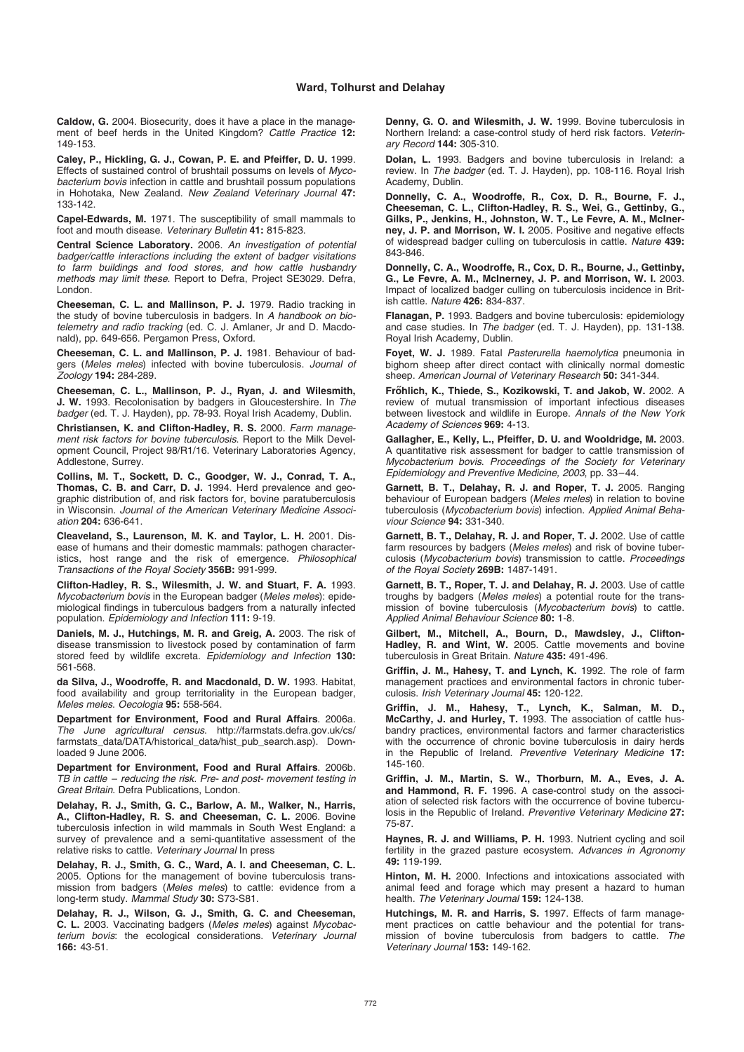**Caldow, G.** 2004. Biosecurity, does it have a place in the management of beef herds in the United Kingdom? *Cattle Practice* **12:** 149-153.

**Caley, P., Hickling, G. J., Cowan, P. E. and Pfeiffer, D. U.** 1999. Effects of sustained control of brushtail possums on levels of *Mycobacterium bovis* infection in cattle and brushtail possum populations in Hohotaka, New Zealand. *New Zealand Veterinary Journal* **47:** 133-142.

**Capel-Edwards, M.** 1971. The susceptibility of small mammals to foot and mouth disease. *Veterinary Bulletin* **41:** 815-823.

**Central Science Laboratory.** 2006. *An investigation of potential badger/cattle interactions including the extent of badger visitations to farm buildings and food stores, and how cattle husbandry methods may limit these*. Report to Defra, Project SE3029. Defra, London.

**Cheeseman, C. L. and Mallinson, P. J.** 1979. Radio tracking in the study of bovine tuberculosis in badgers. In *A handbook on biotelemetry and radio tracking* (ed. C. J. Amlaner, Jr and D. Macdonald), pp. 649-656. Pergamon Press, Oxford.

**Cheeseman, C. L. and Mallinson, P. J.** 1981. Behaviour of badgers (*Meles meles*) infected with bovine tuberculosis. *Journal of Zoology* **194:** 284-289.

**Cheeseman, C. L., Mallinson, P. J., Ryan, J. and Wilesmith, J. W.** 1993. Recolonisation by badgers in Gloucestershire. In *The badger* (ed. T. J. Hayden), pp. 78-93. Royal Irish Academy, Dublin.

**Christiansen, K. and Clifton-Hadley, R. S.** 2000. *Farm management risk factors for bovine tuberculosis*. Report to the Milk Development Council, Project 98/R1/16. Veterinary Laboratories Agency, Addlestone, Surrey.

**Collins, M. T., Sockett, D. C., Goodger, W. J., Conrad, T. A., Thomas, C. B. and Carr, D. J.** 1994. Herd prevalence and geographic distribution of, and risk factors for, bovine paratuberculosis in Wisconsin. *Journal of the American Veterinary Medicine Association* **204:** 636-641.

**Cleaveland, S., Laurenson, M. K. and Taylor, L. H.** 2001. Disease of humans and their domestic mammals: pathogen characteristics, host range and the risk of emergence. *Philosophical Transactions of the Royal Society* **356B:** 991-999.

**Clifton-Hadley, R. S., Wilesmith, J. W. and Stuart, F. A.** 1993. *Mycobacterium bovis* in the European badger (*Meles meles*): epidemiological findings in tuberculous badgers from a naturally infected population. *Epidemiology and Infection* **111:** 9-19.

**Daniels, M. J., Hutchings, M. R. and Greig, A.** 2003. The risk of disease transmission to livestock posed by contamination of farm stored feed by wildlife excreta. *Epidemiology and Infection* **130:** 561-568.

**da Silva, J., Woodroffe, R. and Macdonald, D. W.** 1993. Habitat, food availability and group territoriality in the European badger, *Meles meles*. *Oecologia* **95:** 558-564.

**Department for Environment, Food and Rural Affairs**. 2006a. *The June agricultural census*. http://farmstats.defra.gov.uk/cs/farmstats_data/DATA/historical_data/hist_pub_search.asp). Downloaded 9 June 2006.

**Department for Environment, Food and Rural Affairs**. 2006b. *TB in cattle – reducing the risk. Pre- and post- movement testing in Great Britain*. Defra Publications, London.

**Delahay, R. J., Smith, G. C., Barlow, A. M., Walker, N., Harris, A., Clifton-Hadley, R. S. and Cheeseman, C. L.** 2006. Bovine tuberculosis infection in wild mammals in South West England: a survey of prevalence and a semi-quantitative assessment of the relative risks to cattle. *Veterinary Journal* In press

**Delahay, R. J., Smith, G. C., Ward, A. I. and Cheeseman, C. L.** 2005. Options for the management of bovine tuberculosis transmission from badgers (*Meles meles*) to cattle: evidence from a long-term study. *Mammal Study* **30:** S73-S81.

**Delahay, R. J., Wilson, G. J., Smith, G. C. and Cheeseman, C. L.** 2003. Vaccinating badgers (*Meles meles*) against *Mycobacterium bovis*: the ecological considerations. *Veterinary Journal* **166:** 43-51.

**Denny, G. O. and Wilesmith, J. W.** 1999. Bovine tuberculosis in Northern Ireland: a case-control study of herd risk factors. *Veterinary Record* **144:** 305-310.

**Dolan, L.** 1993. Badgers and bovine tuberculosis in Ireland: a review. In *The badger* (ed. T. J. Hayden), pp. 108-116. Royal Irish Academy, Dublin.

**Donnelly, C. A., Woodroffe, R., Cox, D. R., Bourne, F. J., Cheeseman, C. L., Clifton-Hadley, R. S., Wei, G., Gettinby, G., Gilks, P., Jenkins, H., Johnston, W. T., Le Fevre, A. M., McInerney, J. P. and Morrison, W. I.** 2005. Positive and negative effects of widespread badger culling on tuberculosis in cattle. *Nature* **439:** 843-846.

**Donnelly, C. A., Woodroffe, R., Cox, D. R., Bourne, J., Gettinby, G., Le Fevre, A. M., McInerney, J. P. and Morrison, W. I.** 2003. Impact of localized badger culling on tuberculosis incidence in British cattle. *Nature* **426:** 834-837.

**Flanagan, P.** 1993. Badgers and bovine tuberculosis: epidemiology and case studies. In *The badger* (ed. T. J. Hayden), pp. 131-138. Royal Irish Academy, Dublin.

**Foyet, W. J.** 1989. Fatal *Pasterurella haemolytica* pneumonia in bighorn sheep after direct contact with clinically normal domestic sheep. *American Journal of Veterinary Research* **50:** 341-344.

**Frőhlich, K., Thiede, S., Kozikowski, T. and Jakob, W.** 2002. A review of mutual transmission of important infectious diseases between livestock and wildlife in Europe. *Annals of the New York Academy of Sciences* **969:** 4-13.

**Gallagher, E., Kelly, L., Pfeiffer, D. U. and Wooldridge, M.** 2003. A quantitative risk assessment for badger to cattle transmission of *Mycobacterium bovis*. *Proceedings of the Society for Veterinary Epidemiology and Preventive Medicine, 2003*, pp. 33–44.

**Garnett, B. T., Delahay, R. J. and Roper, T. J.** 2005. Ranging behaviour of European badgers (*Meles meles*) in relation to bovine tuberculosis (*Mycobacterium bovis*) infection. *Applied Animal Behaviour Science* **94:** 331-340.

**Garnett, B. T., Delahay, R. J. and Roper, T. J.** 2002. Use of cattle farm resources by badgers (*Meles meles*) and risk of bovine tuberculosis (*Mycobacterium bovis*) transmission to cattle. *Proceedings of the Royal Society* **269B:** 1487-1491.

**Garnett, B. T., Roper, T. J. and Delahay, R. J.** 2003. Use of cattle troughs by badgers (*Meles meles*) a potential route for the transmission of bovine tuberculosis (*Mycobacterium bovis*) to cattle. *Applied Animal Behaviour Science* **80:** 1-8.

**Gilbert, M., Mitchell, A., Bourn, D., Mawdsley, J., Clifton-Hadley, R. and Wint, W.** 2005. Cattle movements and bovine tuberculosis in Great Britain. *Nature* **435:** 491-496.

**Griffin, J. M., Hahesy, T. and Lynch, K.** 1992. The role of farm management practices and environmental factors in chronic tuberculosis. *Irish Veterinary Journal* **45:** 120-122.

**Griffin, J. M., Hahesy, T., Lynch, K., Salman, M. D., McCarthy, J. and Hurley, T.** 1993. The association of cattle husbandry practices, environmental factors and farmer characteristics with the occurrence of chronic bovine tuberculosis in dairy herds in the Republic of Ireland. *Preventive Veterinary Medicine* **17:** 145-160.

**Griffin, J. M., Martin, S. W., Thorburn, M. A., Eves, J. A. and Hammond, R. F.** 1996. A case-control study on the association of selected risk factors with the occurrence of bovine tuberculosis in the Republic of Ireland. *Preventive Veterinary Medicine* **27:** 75-87.

**Haynes, R. J. and Williams, P. H.** 1993. Nutrient cycling and soil fertility in the grazed pasture ecosystem. *Advances in Agronomy* **49:** 119-199.

**Hinton, M. H.** 2000. Infections and intoxications associated with animal feed and forage which may present a hazard to human health. *The Veterinary Journal* **159:** 124-138.

**Hutchings, M. R. and Harris, S.** 1997. Effects of farm management practices on cattle behaviour and the potential for transmission of bovine tuberculosis from badgers to cattle. *The Veterinary Journal* **153:** 149-162.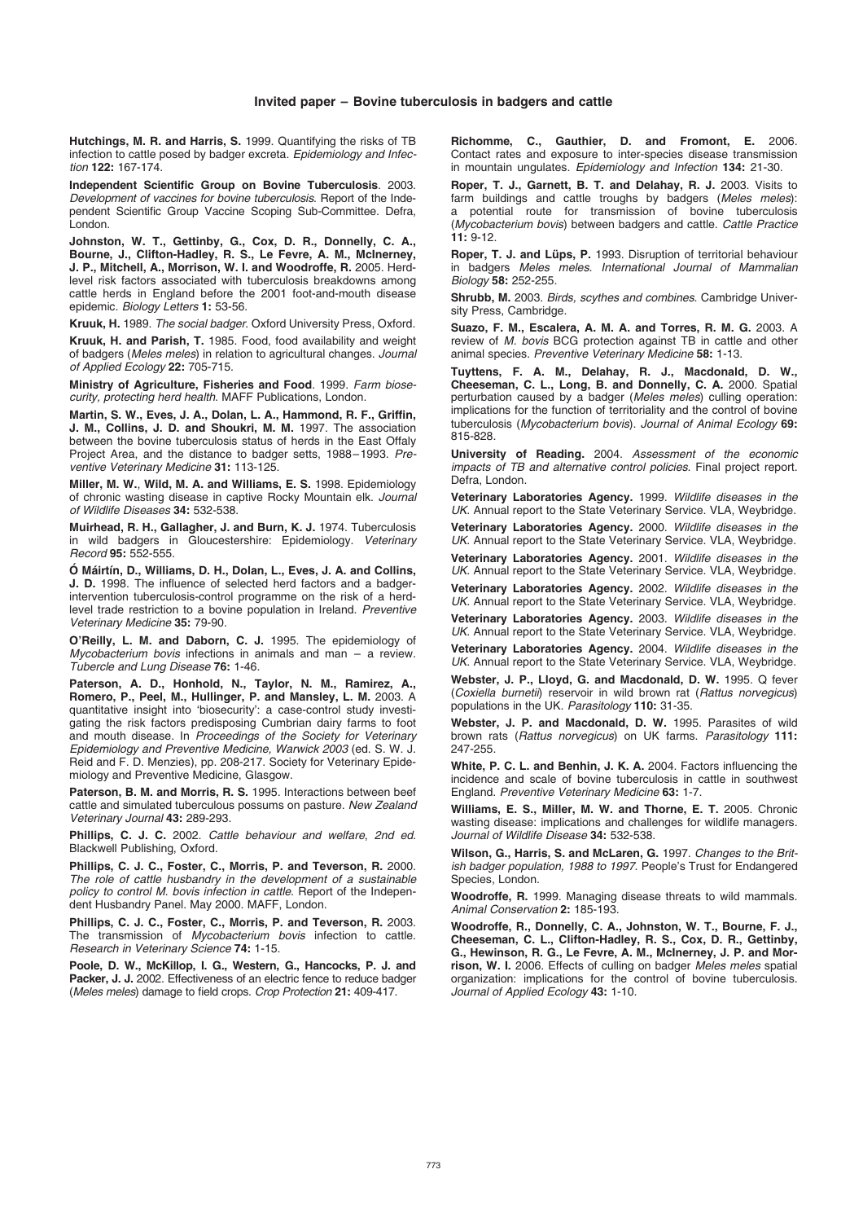**Hutchings, M. R. and Harris, S.** 1999. Quantifying the risks of TB infection to cattle posed by badger excreta. *Epidemiology and Infection* **122:** 167-174.

**Independent Scientific Group on Bovine Tuberculosis**. 2003. *Development of vaccines for bovine tuberculosis*. Report of the Independent Scientific Group Vaccine Scoping Sub-Committee. Defra, London.

**Johnston, W. T., Gettinby, G., Cox, D. R., Donnelly, C. A., Bourne, J., Clifton-Hadley, R. S., Le Fevre, A. M., McInerney, J. P., Mitchell, A., Morrison, W. I. and Woodroffe, R.** 2005. Herd-level risk factors associated with tuberculosis breakdowns among cattle herds in England before the 2001 foot-and-mouth disease epidemic. *Biology Letters* **1:** 53-56.

**Kruuk, H.** 1989. *The social badger*. Oxford University Press, Oxford.

**Kruuk, H. and Parish, T.** 1985. Food, food availability and weight of badgers (*Meles meles*) in relation to agricultural changes. *Journal of Applied Ecology* **22:** 705-715.

**Ministry of Agriculture, Fisheries and Food**. 1999. *Farm biosecurity, protecting herd health*. MAFF Publications, London.

**Martin, S. W., Eves, J. A., Dolan, L. A., Hammond, R. F., Griffin, J. M., Collins, J. D. and Shoukri, M. M.** 1997. The association between the bovine tuberculosis status of herds in the East Offaly Project Area, and the distance to badger setts, 1988–1993. *Preventive Veterinary Medicine* **31:** 113-125.

**Miller, M. W., Wild, M. A. and Williams, E. S.** 1998. Epidemiology of chronic wasting disease in captive Rocky Mountain elk. *Journal of Wildlife Diseases* **34:** 532-538.

**Muirhead, R. H., Gallagher, J. and Burn, K. J.** 1974. Tuberculosis in wild badgers in Gloucestershire: Epidemiology. *Veterinary Record* **95:** 552-555.

**Ó Máirtín, D., Williams, D. H., Dolan, L., Eves, J. A. and Collins, J. D.** 1998. The influence of selected herd factors and a badger-intervention tuberculosis-control programme on the risk of a herd-level trade restriction to a bovine population in Ireland. *Preventive Veterinary Medicine* **35:** 79-90.

**O'Reilly, L. M. and Daborn, C. J.** 1995. The epidemiology of *Mycobacterium bovis* infections in animals and man – a review. *Tubercle and Lung Disease* **76:** 1-46.

**Paterson, A. D., Honhold, N., Taylor, N. M., Ramirez, A., Romero, P., Peel, M., Hullinger, P. and Mansley, L. M.** 2003. A quantitative insight into 'biosecurity': a case-control study investigating the risk factors predisposing Cumbrian dairy farms to foot and mouth disease. In *Proceedings of the Society for Veterinary Epidemiology and Preventive Medicine, Warwick 2003* (ed. S. W. J. Reid and F. D. Menzies), pp. 208-217. Society for Veterinary Epidemiology and Preventive Medicine, Glasgow.

**Paterson, B. M. and Morris, R. S.** 1995. Interactions between beef cattle and simulated tuberculous possums on pasture. *New Zealand Veterinary Journal* **43:** 289-293.

**Phillips, C. J. C.** 2002. *Cattle behaviour and welfare, 2nd ed.* Blackwell Publishing, Oxford.

**Phillips, C. J. C., Foster, C., Morris, P. and Teverson, R.** 2000. *The role of cattle husbandry in the development of a sustainable policy to control M. bovis infection in cattle*. Report of the Independent Husbandry Panel. May 2000. MAFF, London.

**Phillips, C. J. C., Foster, C., Morris, P. and Teverson, R.** 2003. The transmission of *Mycobacterium bovis* infection to cattle. *Research in Veterinary Science* **74:** 1-15.

**Poole, D. W., McKillop, I. G., Western, G., Hancocks, P. J. and Packer, J. J.** 2002. Effectiveness of an electric fence to reduce badger (*Meles meles*) damage to field crops. *Crop Protection* **21:** 409-417.

**Richomme, C., Gauthier, D. and Fromont, E.** 2006. Contact rates and exposure to inter-species disease transmission in mountain ungulates. *Epidemiology and Infection* **134:** 21-30.

**Roper, T. J., Garnett, B. T. and Delahay, R. J.** 2003. Visits to farm buildings and cattle troughs by badgers (*Meles meles*): a potential route for transmission of bovine tuberculosis (*Mycobacterium bovis*) between badgers and cattle. *Cattle Practice* **11:** 9-12.

**Roper, T. J. and Lüps, P.** 1993. Disruption of territorial behaviour in badgers *Meles meles*. *International Journal of Mammalian Biology* **58:** 252-255.

**Shrubb, M.** 2003. *Birds, scythes and combines*. Cambridge University Press, Cambridge.

**Suazo, F. M., Escalera, A. M. A. and Torres, R. M. G.** 2003. A review of *M. bovis* BCG protection against TB in cattle and other animal species. *Preventive Veterinary Medicine* **58:** 1-13.

**Tuyttens, F. A. M., Delahay, R. J., Macdonald, D. W., Cheeseman, C. L., Long, B. and Donnelly, C. A.** 2000. Spatial perturbation caused by a badger (*Meles meles*) culling operation: implications for the function of territoriality and the control of bovine tuberculosis (*Mycobacterium bovis*). *Journal of Animal Ecology* **69:** 815-828.

**University of Reading.** 2004. *Assessment of the economic impacts of TB and alternative control policies*. Final project report. Defra, London.

**Veterinary Laboratories Agency.** 1999. *Wildlife diseases in the UK*. Annual report to the State Veterinary Service. VLA, Weybridge.

**Veterinary Laboratories Agency.** 2000. *Wildlife diseases in the UK*. Annual report to the State Veterinary Service. VLA, Weybridge.

**Veterinary Laboratories Agency.** 2001. *Wildlife diseases in the UK*. Annual report to the State Veterinary Service. VLA, Weybridge.

**Veterinary Laboratories Agency.** 2002. *Wildlife diseases in the UK*. Annual report to the State Veterinary Service. VLA, Weybridge.

**Veterinary Laboratories Agency.** 2003. *Wildlife diseases in the UK*. Annual report to the State Veterinary Service. VLA, Weybridge.

**Veterinary Laboratories Agency.** 2004. *Wildlife diseases in the UK*. Annual report to the State Veterinary Service. VLA, Weybridge.

**Webster, J. P., Lloyd, G. and Macdonald, D. W.** 1995. Q fever (*Coxiella burnetii*) reservoir in wild brown rat (*Rattus norvegicus*) populations in the UK. *Parasitology* **110:** 31-35.

**Webster, J. P. and Macdonald, D. W.** 1995. Parasites of wild brown rats (*Rattus norvegicus*) on UK farms. *Parasitology* **111:** 247-255.

**White, P. C. L. and Benhin, J. K. A.** 2004. Factors influencing the incidence and scale of bovine tuberculosis in cattle in southwest England. *Preventive Veterinary Medicine* **63:** 1-7.

**Williams, E. S., Miller, M. W. and Thorne, E. T.** 2005. Chronic wasting disease: implications and challenges for wildlife managers. *Journal of Wildlife Disease* **34:** 532-538.

**Wilson, G., Harris, S. and McLaren, G.** 1997. *Changes to the British badger population, 1988 to 1997*. People's Trust for Endangered Species, London.

**Woodroffe, R.** 1999. Managing disease threats to wild mammals. *Animal Conservation* **2:** 185-193.

**Woodroffe, R., Donnelly, C. A., Johnston, W. T., Bourne, F. J., Cheeseman, C. L., Clifton-Hadley, R. S., Cox, D. R., Gettinby, G., Hewinson, R. G., Le Fevre, A. M., McInerney, J. P. and Morrison, W. I.** 2006. Effects of culling on badger *Meles meles* spatial organization: implications for the control of bovine tuberculosis. *Journal of Applied Ecology* **43:** 1-10.